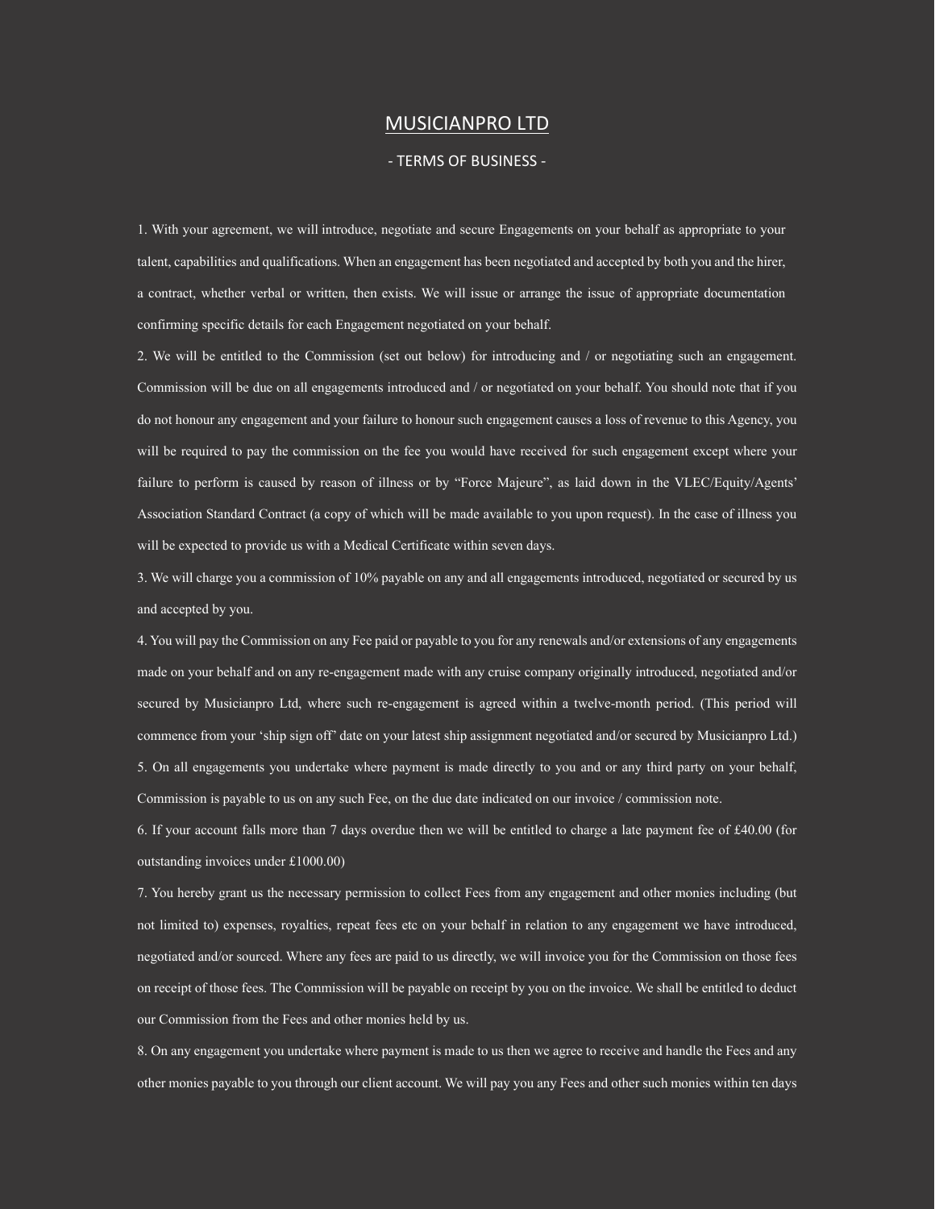# MUSICIANPRO LTD

## - TERMS OF BUSINESS -

1. With your agreement, we will introduce, negotiate and secure Engagements on your behalf as appropriate to your talent, capabilities and qualifications. When an engagement has been negotiated and accepted by both you and the hirer, a contract, whether verbal or written, then exists. We will issue or arrange the issue of appropriate documentation confirming specific details for each Engagement negotiated on your behalf.

2. We will be entitled to the Commission (set out below) for introducing and / or negotiating such an engagement. Commission will be due on all engagements introduced and / or negotiated on your behalf. You should note that if you do not honour any engagement and your failure to honour such engagement causes a loss of revenue to this Agency, you will be required to pay the commission on the fee you would have received for such engagement except where your failure to perform is caused by reason of illness or by "Force Majeure", as laid down in the VLEC/Equity/Agents' Association Standard Contract (a copy of which will be made available to you upon request). In the case of illness you will be expected to provide us with a Medical Certificate within seven days.

3. We will charge you a commission of 10% payable on any and all engagements introduced, negotiated or secured by us and accepted by you.

4. You will pay the Commission on any Fee paid or payable to you for any renewals and/or extensions of any engagements made on your behalf and on any re-engagement made with any cruise company originally introduced, negotiated and/or secured by Musicianpro Ltd, where such re-engagement is agreed within a twelve-month period. (This period will commence from your 'ship sign off' date on your latest ship assignment negotiated and/or secured by Musicianpro Ltd.)

5. On all engagements you undertake where payment is made directly to you and or any third party on your behalf, Commission is payable to us on any such Fee, on the due date indicated on our invoice / commission note.

6. If your account falls more than 7 days overdue then we will be entitled to charge a late payment fee of £40.00 (for outstanding invoices under £1000.00)

7. You hereby grant us the necessary permission to collect Fees from any engagement and other monies including (but not limited to) expenses, royalties, repeat fees etc on your behalf in relation to any engagement we have introduced, negotiated and/or sourced. Where any fees are paid to us directly, we will invoice you for the Commission on those fees on receipt of those fees. The Commission will be payable on receipt by you on the invoice. We shall be entitled to deduct our Commission from the Fees and other monies held by us.

8. On any engagement you undertake where payment is made to us then we agree to receive and handle the Fees and any other monies payable to you through our client account. We will pay you any Fees and other such monies within ten days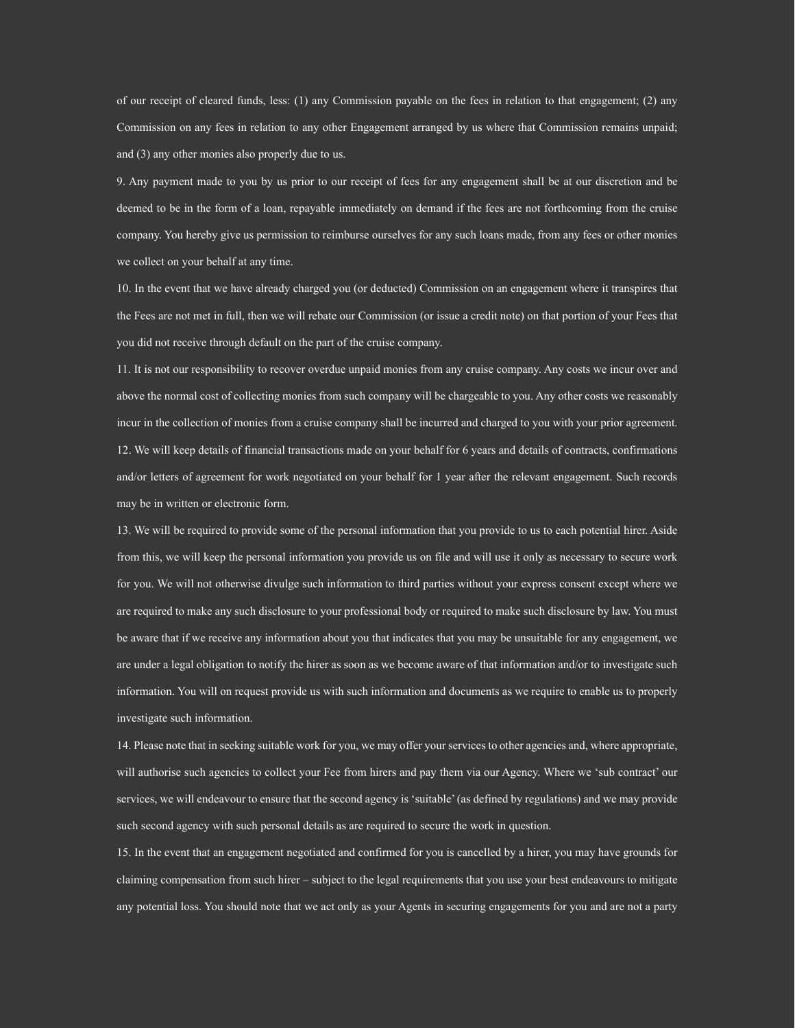of our receipt of cleared funds, less: (1) any Commission payable on the fees in relation to that engagement; (2) any Commission on any fees in relation to any other Engagement arranged by us where that Commission remains unpaid; and (3) any other monies also properly due to us.

9. Any payment made to you by us prior to our receipt of fees for any engagement shall be at our discretion and be deemed to be in the form of a loan, repayable immediately on demand if the fees are not forthcoming from the cruise company. You hereby give us permission to reimburse ourselves for any such loans made, from any fees or other monies we collect on your behalf at any time.

10. In the event that we have already charged you (or deducted) Commission on an engagement where it transpires that the Fees are not met in full, then we will rebate our Commission (or issue a credit note) on that portion of your Fees that you did not receive through default on the part of the cruise company.

11. It is not our responsibility to recover overdue unpaid monies from any cruise company. Any costs we incur over and above the normal cost of collecting monies from such company will be chargeable to you. Any other costs we reasonably incur in the collection of monies from a cruise company shall be incurred and charged to you with your prior agreement.

12. We will keep details of financial transactions made on your behalf for 6 years and details of contracts, confirmations and/or letters of agreement for work negotiated on your behalf for 1 year after the relevant engagement. Such records may be in written or electronic form.

13. We will be required to provide some of the personal information that you provide to us to each potential hirer. Aside from this, we will keep the personal information you provide us on file and will use it only as necessary to secure work for you. We will not otherwise divulge such information to third parties without your express consent except where we are required to make any such disclosure to your professional body or required to make such disclosure by law. You must be aware that if we receive any information about you that indicates that you may be unsuitable for any engagement, we are under a legal obligation to notify the hirer as soon as we become aware of that information and/or to investigate such information. You will on request provide us with such information and documents as we require to enable us to properly investigate such information.

14. Please note that in seeking suitable work for you, we may offer your services to other agencies and, where appropriate, will authorise such agencies to collect your Fee from hirers and pay them via our Agency. Where we 'sub contract' our services, we will endeavour to ensure that the second agency is 'suitable' (as defined by regulations) and we may provide such second agency with such personal details as are required to secure the work in question.

15. In the event that an engagement negotiated and confirmed for you is cancelled by a hirer, you may have grounds for claiming compensation from such hirer – subject to the legal requirements that you use your best endeavours to mitigate any potential loss. You should note that we act only as your Agents in securing engagements for you and are not a party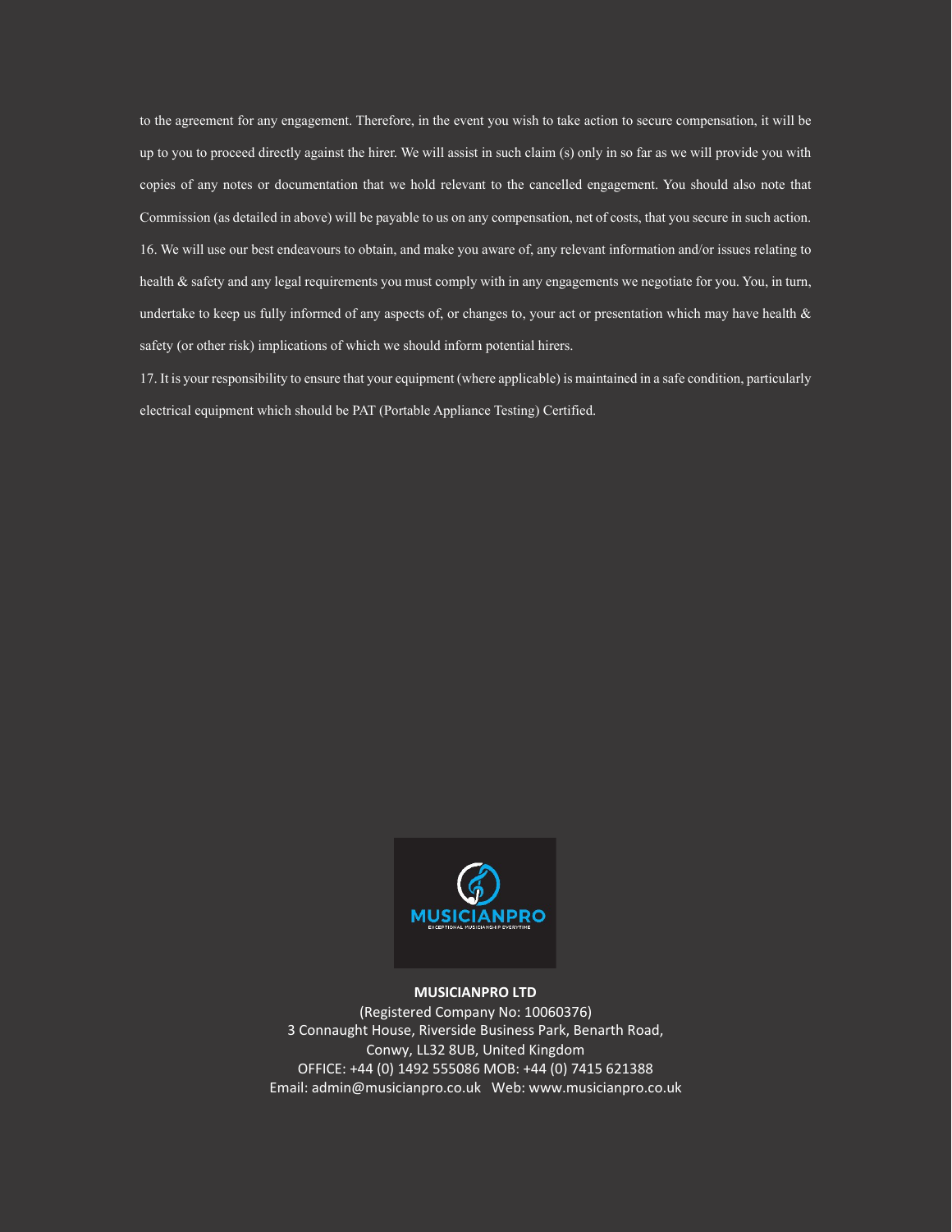to the agreement for any engagement. Therefore, in the event you wish to take action to secure compensation, it will be up to you to proceed directly against the hirer. We will assist in such claim (s) only in so far as we will provide you with copies of any notes or documentation that we hold relevant to the cancelled engagement. You should also note that Commission (as detailed in above) will be payable to us on any compensation, net of costs, that you secure in such action.

16. We will use our best endeavours to obtain, and make you aware of, any relevant information and/or issues relating to health & safety and any legal requirements you must comply with in any engagements we negotiate for you. You, in turn, undertake to keep us fully informed of any aspects of, or changes to, your act or presentation which may have health & safety (or other risk) implications of which we should inform potential hirers.

17. It is your responsibility to ensure that your equipment (where applicable) is maintained in a safe condition, particularly electrical equipment which should be PAT (Portable Appliance Testing) Certified.

MUSICIANPRO

EXCEPTIONAL MUSICIANSHIP EVERYTIME

**MUSICIANPRO LTD**

(Registered Company No: 10060376)

3 Connaught House, Riverside Business Park, Benarth Road,

Conwy, LL32 8UB, United Kingdom

OFFICE: +44 (0) 1492 555086 MOB: +44 (0) 7415 621388

Email: admin@musicianpro.co.uk Web: www.musicianpro.co.uk